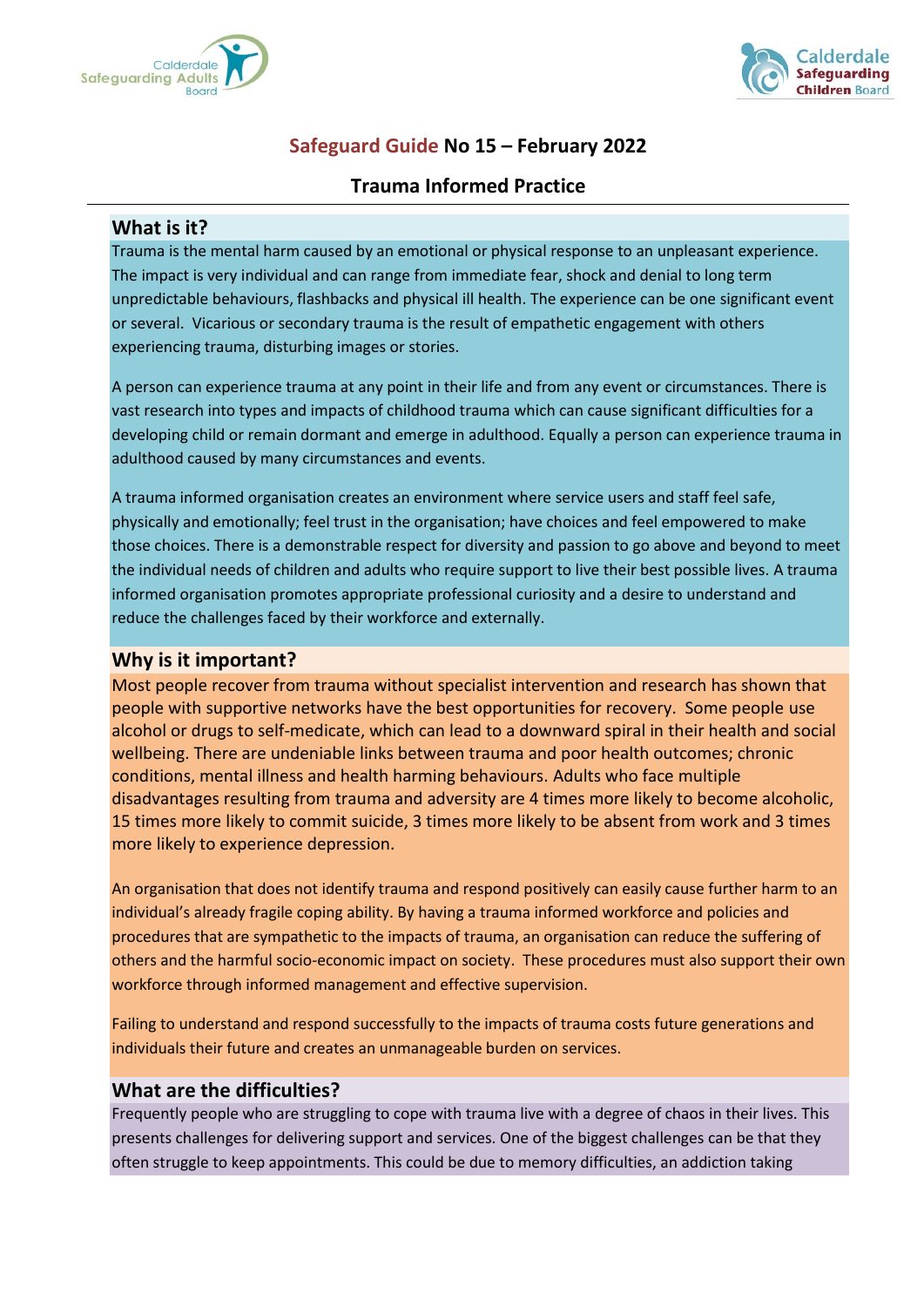# Safeguard Guide No 15 – February 2022

## Trauma Informed Practice

### What is it?

Trauma is the mental harm caused by an emotional or physical response to an unpleasant experience. The impact is very individual and can range from immediate fear, shock and denial to long term unpredictable behaviours, flashbacks and physical ill health. The experience can be one significant event or several. Vicarious or secondary trauma is the result of empathetic engagement with others experiencing trauma, disturbing images or stories.

A person can experience trauma at any point in their life and from any event or circumstances. There is vast research into types and impacts of childhood trauma which can cause significant difficulties for a developing child or remain dormant and emerge in adulthood. Equally a person can experience trauma in adulthood caused by many circumstances and events.

A trauma informed organisation creates an environment where service users and staff feel safe, physically and emotionally; feel trust in the organisation; have choices and feel empowered to make those choices. There is a demonstrable respect for diversity and passion to go above and beyond to meet the individual needs of children and adults who require support to live their best possible lives. A trauma informed organisation promotes appropriate professional curiosity and a desire to understand and reduce the challenges faced by their workforce and externally.

### Why is it important?

Most people recover from trauma without specialist intervention and research has shown that people with supportive networks have the best opportunities for recovery. Some people use alcohol or drugs to self-medicate, which can lead to a downward spiral in their health and social wellbeing. There are undeniable links between trauma and poor health outcomes; chronic conditions, mental illness and health harming behaviours. Adults who face multiple disadvantages resulting from trauma and adversity are 4 times more likely to become alcoholic, 15 times more likely to commit suicide, 3 times more likely to be absent from work and 3 times more likely to experience depression.

An organisation that does not identify trauma and respond positively can easily cause further harm to an individual's already fragile coping ability. By having a trauma informed workforce and policies and procedures that are sympathetic to the impacts of trauma, an organisation can reduce the suffering of others and the harmful socio-economic impact on society. These procedures must also support their own workforce through informed management and effective supervision.

Failing to understand and respond successfully to the impacts of trauma costs future generations and individuals their future and creates an unmanageable burden on services.

### What are the difficulties?

Frequently people who are struggling to cope with trauma live with a degree of chaos in their lives. This presents challenges for delivering support and services. One of the biggest challenges can be that they often struggle to keep appointments. This could be due to memory difficulties, an addiction taking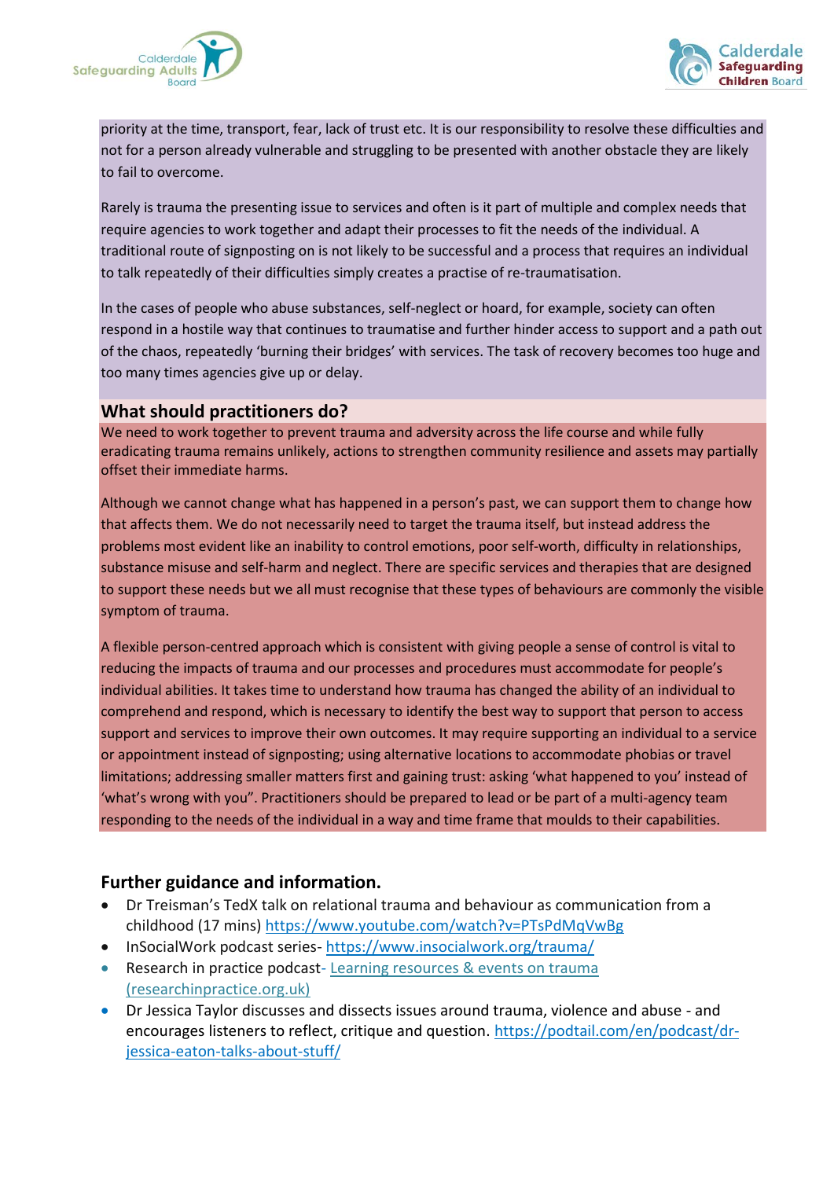priority at the time, transport, fear, lack of trust etc. It is our responsibility to resolve these difficulties and not for a person already vulnerable and struggling to be presented with another obstacle they are likely to fail to overcome.

Rarely is trauma the presenting issue to services and often is it part of multiple and complex needs that require agencies to work together and adapt their processes to fit the needs of the individual. A traditional route of signposting on is not likely to be successful and a process that requires an individual to talk repeatedly of their difficulties simply creates a practise of re-traumatisation.

In the cases of people who abuse substances, self-neglect or hoard, for example, society can often respond in a hostile way that continues to traumatise and further hinder access to support and a path out of the chaos, repeatedly 'burning their bridges' with services. The task of recovery becomes too huge and too many times agencies give up or delay.

## What should practitioners do?

We need to work together to prevent trauma and adversity across the life course and while fully eradicating trauma remains unlikely, actions to strengthen community resilience and assets may partially offset their immediate harms.

Although we cannot change what has happened in a person's past, we can support them to change how that affects them. We do not necessarily need to target the trauma itself, but instead address the problems most evident like an inability to control emotions, poor self-worth, difficulty in relationships, substance misuse and self-harm and neglect. There are specific services and therapies that are designed to support these needs but we all must recognise that these types of behaviours are commonly the visible symptom of trauma.

A flexible person-centred approach which is consistent with giving people a sense of control is vital to reducing the impacts of trauma and our processes and procedures must accommodate for people's individual abilities. It takes time to understand how trauma has changed the ability of an individual to comprehend and respond, which is necessary to identify the best way to support that person to access support and services to improve their own outcomes. It may require supporting an individual to a service or appointment instead of signposting; using alternative locations to accommodate phobias or travel limitations; addressing smaller matters first and gaining trust: asking 'what happened to you' instead of 'what's wrong with you". Practitioners should be prepared to lead or be part of a multi-agency team responding to the needs of the individual in a way and time frame that moulds to their capabilities.

## Further guidance and information.

- Dr Treisman's TedX talk on relational trauma and behaviour as communication from a childhood (17 mins) https://www.youtube.com/watch?v=PTsPdMqVwBg
- InSocialWork podcast series- https://www.insocialwork.org/trauma/
- Research in practice podcast- Learning resources & events on trauma (researchinpractice.org.uk)
- Dr Jessica Taylor discusses and dissects issues around trauma, violence and abuse - and encourages listeners to reflect, critique and question. https://podtail.com/en/podcast/dr-jessica-eaton-talks-about-stuff/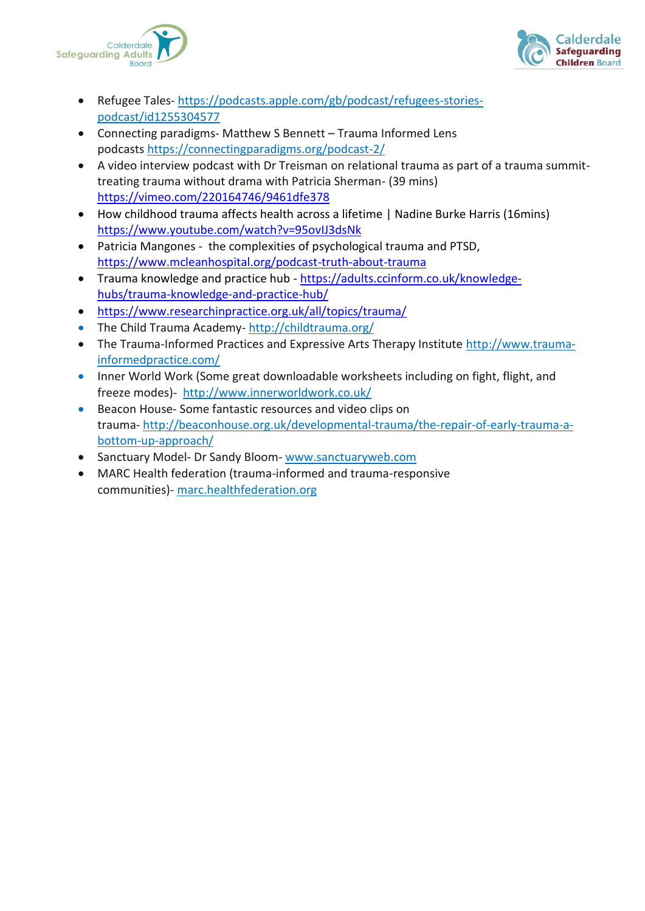- Refugee Tales- https://podcasts.apple.com/gb/podcast/refugees-stories-podcast/id1255304577
- Connecting paradigms- Matthew S Bennett – Trauma Informed Lens podcasts https://connectingparadigms.org/podcast-2/
- A video interview podcast with Dr Treisman on relational trauma as part of a trauma summit- treating trauma without drama with Patricia Sherman- (39 mins) https://vimeo.com/220164746/9461dfe378
- How childhood trauma affects health across a lifetime | Nadine Burke Harris (16mins) https://www.youtube.com/watch?v=95ovIJ3dsNk
- Patricia Mangones - the complexities of psychological trauma and PTSD, https://www.mcleanhospital.org/podcast-truth-about-trauma
- Trauma knowledge and practice hub - https://adults.ccinform.co.uk/knowledge-hubs/trauma-knowledge-and-practice-hub/
- https://www.researchinpractice.org.uk/all/topics/trauma/
- The Child Trauma Academy- http://childtrauma.org/
- The Trauma-Informed Practices and Expressive Arts Therapy Institute http://www.trauma-informedpractice.com/
- Inner World Work (Some great downloadable worksheets including on fight, flight, and freeze modes)- http://www.innerworldwork.co.uk/
- Beacon House- Some fantastic resources and video clips on trauma- http://beaconhouse.org.uk/developmental-trauma/the-repair-of-early-trauma-a-bottom-up-approach/
- Sanctuary Model- Dr Sandy Bloom- www.sanctuaryweb.com
- MARC Health federation (trauma-informed and trauma-responsive communities)- marc.healthfederation.org